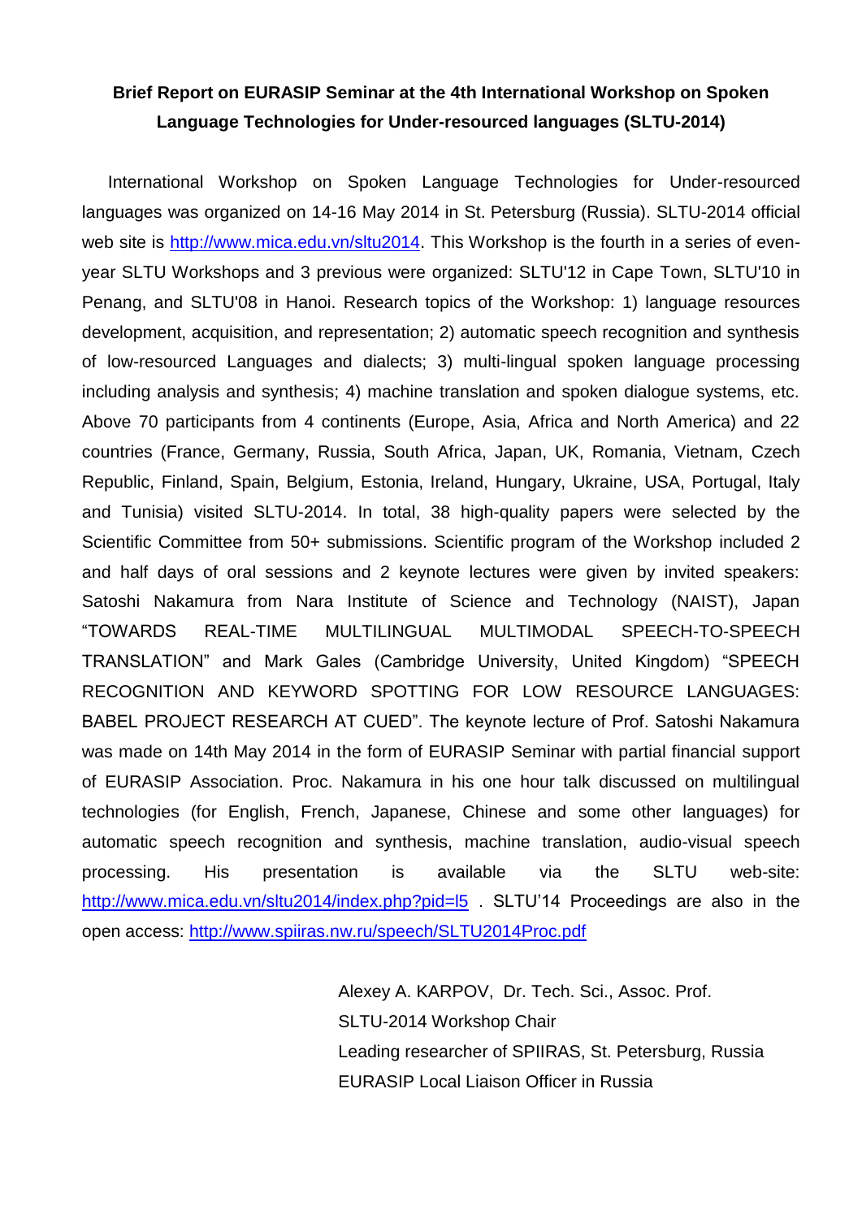**Brief Report on EURASIP Seminar at the 4th International Workshop on Spoken Language Technologies for Under-resourced languages (SLTU-2014)**

International Workshop on Spoken Language Technologies for Under-resourced languages was organized on 14-16 May 2014 in St. Petersburg (Russia). SLTU-2014 official web site is [http://www.mica.edu.vn/sltu2014](http://www.mica.edu.vn/sltu2014). This Workshop is the fourth in a series of even-year SLTU Workshops and 3 previous were organized: SLTU'12 in Cape Town, SLTU'10 in Penang, and SLTU'08 in Hanoi. Research topics of the Workshop: 1) language resources development, acquisition, and representation; 2) automatic speech recognition and synthesis of low-resourced Languages and dialects; 3) multi-lingual spoken language processing including analysis and synthesis; 4) machine translation and spoken dialogue systems, etc. Above 70 participants from 4 continents (Europe, Asia, Africa and North America) and 22 countries (France, Germany, Russia, South Africa, Japan, UK, Romania, Vietnam, Czech Republic, Finland, Spain, Belgium, Estonia, Ireland, Hungary, Ukraine, USA, Portugal, Italy and Tunisia) visited SLTU-2014. In total, 38 high-quality papers were selected by the Scientific Committee from 50+ submissions. Scientific program of the Workshop included 2 and half days of oral sessions and 2 keynote lectures were given by invited speakers: Satoshi Nakamura from Nara Institute of Science and Technology (NAIST), Japan "TOWARDS REAL-TIME MULTILINGUAL MULTIMODAL SPEECH-TO-SPEECH TRANSLATION" and Mark Gales (Cambridge University, United Kingdom) "SPEECH RECOGNITION AND KEYWORD SPOTTING FOR LOW RESOURCE LANGUAGES: BABEL PROJECT RESEARCH AT CUED". The keynote lecture of Prof. Satoshi Nakamura was made on 14th May 2014 in the form of EURASIP Seminar with partial financial support of EURASIP Association. Proc. Nakamura in his one hour talk discussed on multilingual technologies (for English, French, Japanese, Chinese and some other languages) for automatic speech recognition and synthesis, machine translation, audio-visual speech processing. His presentation is available via the SLTU web-site: [http://www.mica.edu.vn/sltu2014/index.php?pid=l5](http://www.mica.edu.vn/sltu2014/index.php?pid=l5) . SLTU'14 Proceedings are also in the open access: [http://www.spiiras.nw.ru/speech/SLTU2014Proc.pdf](http://www.spiiras.nw.ru/speech/SLTU2014Proc.pdf)

Alexey A. KARPOV, Dr. Tech. Sci., Assoc. Prof.
SLTU-2014 Workshop Chair
Leading researcher of SPIIRAS, St. Petersburg, Russia
EURASIP Local Liaison Officer in Russia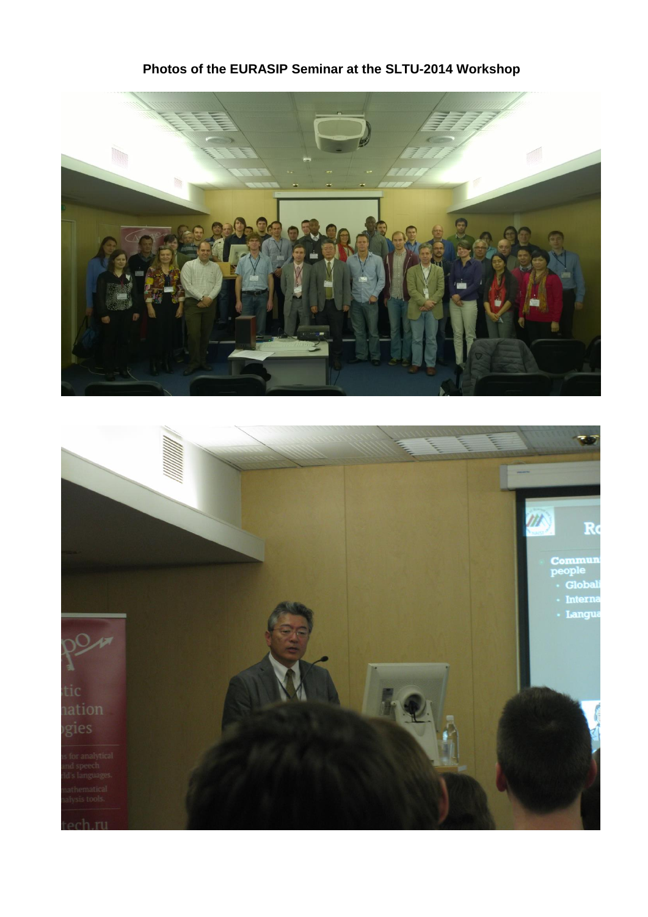**Photos of the EURASIP Seminar at the SLTU-2014 Workshop**